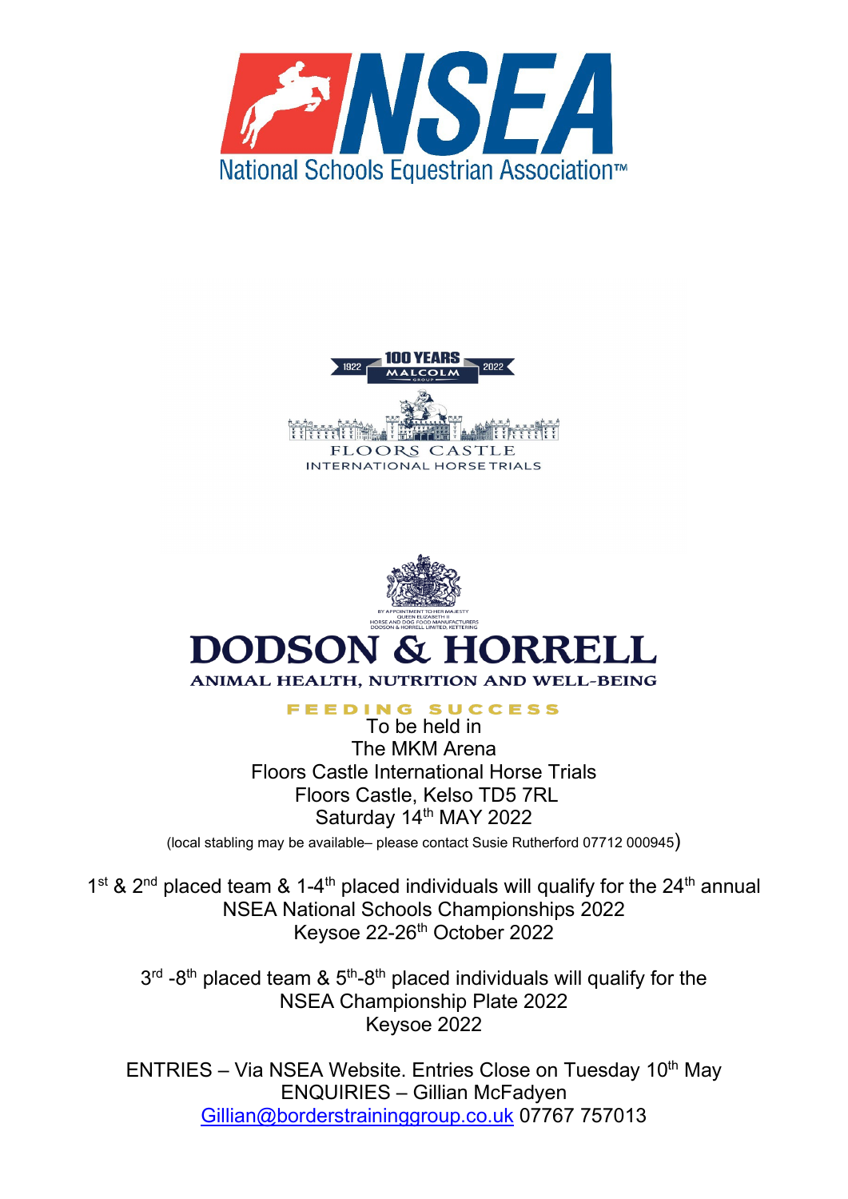# NSEA

National Schools Equestrian Association™

1922 — 100 YEARS MALCOLM GROUP — 2022

FLOORS CASTLE

INTERNATIONAL HORSE TRIALS

BY APPOINTMENT TO HER MAJESTY QUEEN ELIZABETH II HORSE AND DOG FOOD MANUFACTURERS DODSON & HORRELL LIMITED, KETTERING

**DODSON & HORRELL**

ANIMAL HEALTH, NUTRITION AND WELL-BEING

FEEDING SUCCESS

To be held in
The MKM Arena
Floors Castle International Horse Trials
Floors Castle, Kelso TD5 7RL
Saturday 14th MAY 2022

(local stabling may be available– please contact Susie Rutherford 07712 000945)

1st & 2nd placed team & 1-4th placed individuals will qualify for the 24th annual
NSEA National Schools Championships 2022
Keysoe 22-26th October 2022

3rd -8th placed team & 5th-8th placed individuals will qualify for the
NSEA Championship Plate 2022
Keysoe 2022

ENTRIES – Via NSEA Website. Entries Close on Tuesday 10th May
ENQUIRIES – Gillian McFadyen
Gillian@borderstraininggroup.co.uk 07767 757013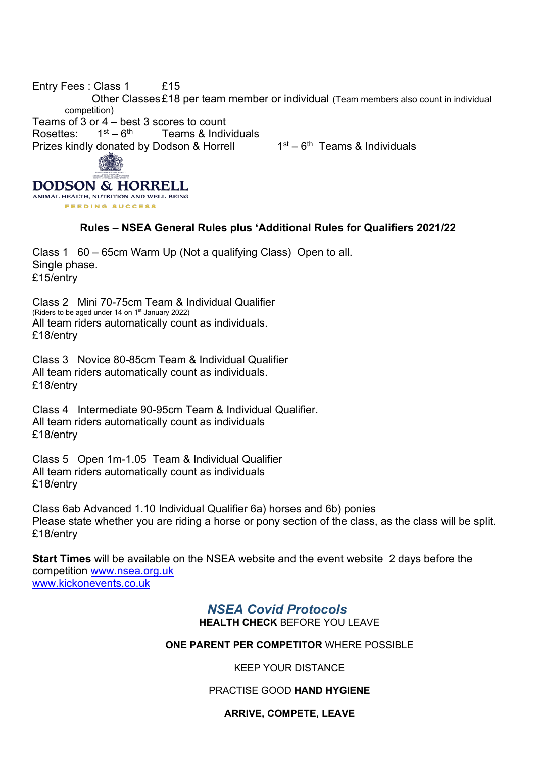Entry Fees : Class 1 £15

Other Classes £18 per team member or individual (Team members also count in individual competition)

Teams of 3 or 4 – best 3 scores to count

Rosettes: 1st – 6th Teams & Individuals

Prizes kindly donated by Dodson & Horrell 1st – 6th Teams & Individuals

DODSON & HORRELL
ANIMAL HEALTH, NUTRITION AND WELL-BEING
FEEDING SUCCESS

**Rules – NSEA General Rules plus 'Additional Rules for Qualifiers 2021/22**

Class 1 60 – 65cm Warm Up (Not a qualifying Class) Open to all.
Single phase.
£15/entry

Class 2 Mini 70-75cm Team & Individual Qualifier
(Riders to be aged under 14 on 1st January 2022)
All team riders automatically count as individuals.
£18/entry

Class 3 Novice 80-85cm Team & Individual Qualifier
All team riders automatically count as individuals.
£18/entry

Class 4 Intermediate 90-95cm Team & Individual Qualifier.
All team riders automatically count as individuals
£18/entry

Class 5 Open 1m-1.05 Team & Individual Qualifier
All team riders automatically count as individuals
£18/entry

Class 6ab Advanced 1.10 Individual Qualifier 6a) horses and 6b) ponies
Please state whether you are riding a horse or pony section of the class, as the class will be split.
£18/entry

**Start Times** will be available on the NSEA website and the event website 2 days before the competition www.nsea.org.uk
www.kickonevents.co.uk

***NSEA Covid Protocols***

**HEALTH CHECK** BEFORE YOU LEAVE

**ONE PARENT PER COMPETITOR** WHERE POSSIBLE

KEEP YOUR DISTANCE

PRACTISE GOOD **HAND HYGIENE**

**ARRIVE, COMPETE, LEAVE**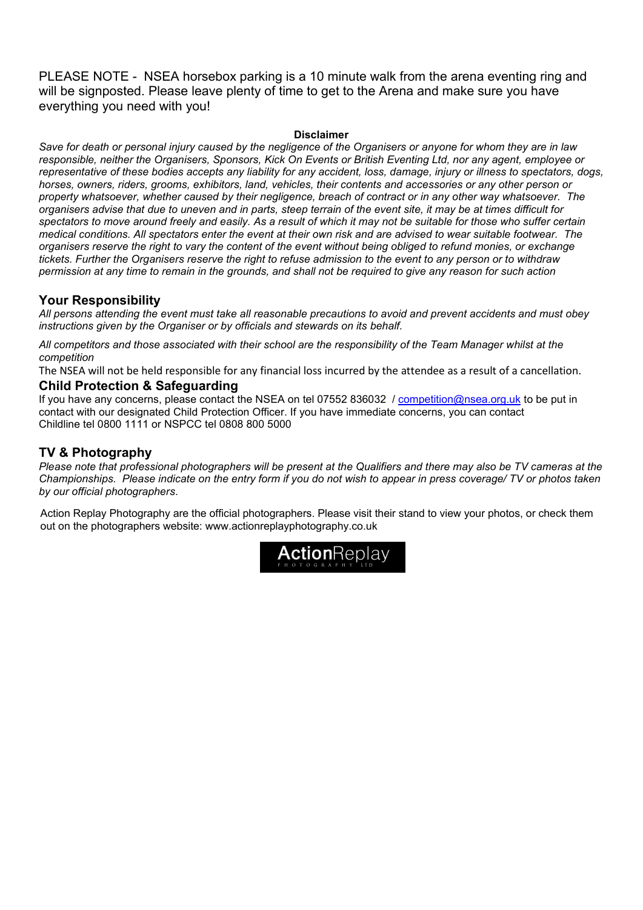PLEASE NOTE - NSEA horsebox parking is a 10 minute walk from the arena eventing ring and will be signposted. Please leave plenty of time to get to the Arena and make sure you have everything you need with you!

**Disclaimer**

*Save for death or personal injury caused by the negligence of the Organisers or anyone for whom they are in law responsible, neither the Organisers, Sponsors, Kick On Events or British Eventing Ltd, nor any agent, employee or representative of these bodies accepts any liability for any accident, loss, damage, injury or illness to spectators, dogs, horses, owners, riders, grooms, exhibitors, land, vehicles, their contents and accessories or any other person or property whatsoever, whether caused by their negligence, breach of contract or in any other way whatsoever. The organisers advise that due to uneven and in parts, steep terrain of the event site, it may be at times difficult for spectators to move around freely and easily. As a result of which it may not be suitable for those who suffer certain medical conditions. All spectators enter the event at their own risk and are advised to wear suitable footwear. The organisers reserve the right to vary the content of the event without being obliged to refund monies, or exchange tickets. Further the Organisers reserve the right to refuse admission to the event to any person or to withdraw permission at any time to remain in the grounds, and shall not be required to give any reason for such action*

## Your Responsibility

*All persons attending the event must take all reasonable precautions to avoid and prevent accidents and must obey instructions given by the Organiser or by officials and stewards on its behalf.*

*All competitors and those associated with their school are the responsibility of the Team Manager whilst at the competition*

The NSEA will not be held responsible for any financial loss incurred by the attendee as a result of a cancellation.

## Child Protection & Safeguarding

If you have any concerns, please contact the NSEA on tel 07552 836032 / competition@nsea.org.uk to be put in contact with our designated Child Protection Officer. If you have immediate concerns, you can contact Childline tel 0800 1111 or NSPCC tel 0808 800 5000

## TV & Photography

*Please note that professional photographers will be present at the Qualifiers and there may also be TV cameras at the Championships. Please indicate on the entry form if you do not wish to appear in press coverage/ TV or photos taken by our official photographers.*

Action Replay Photography are the official photographers. Please visit their stand to view your photos, or check them out on the photographers website: www.actionreplayphotography.co.uk

ActionReplay PHOTOGRAPHY LTD